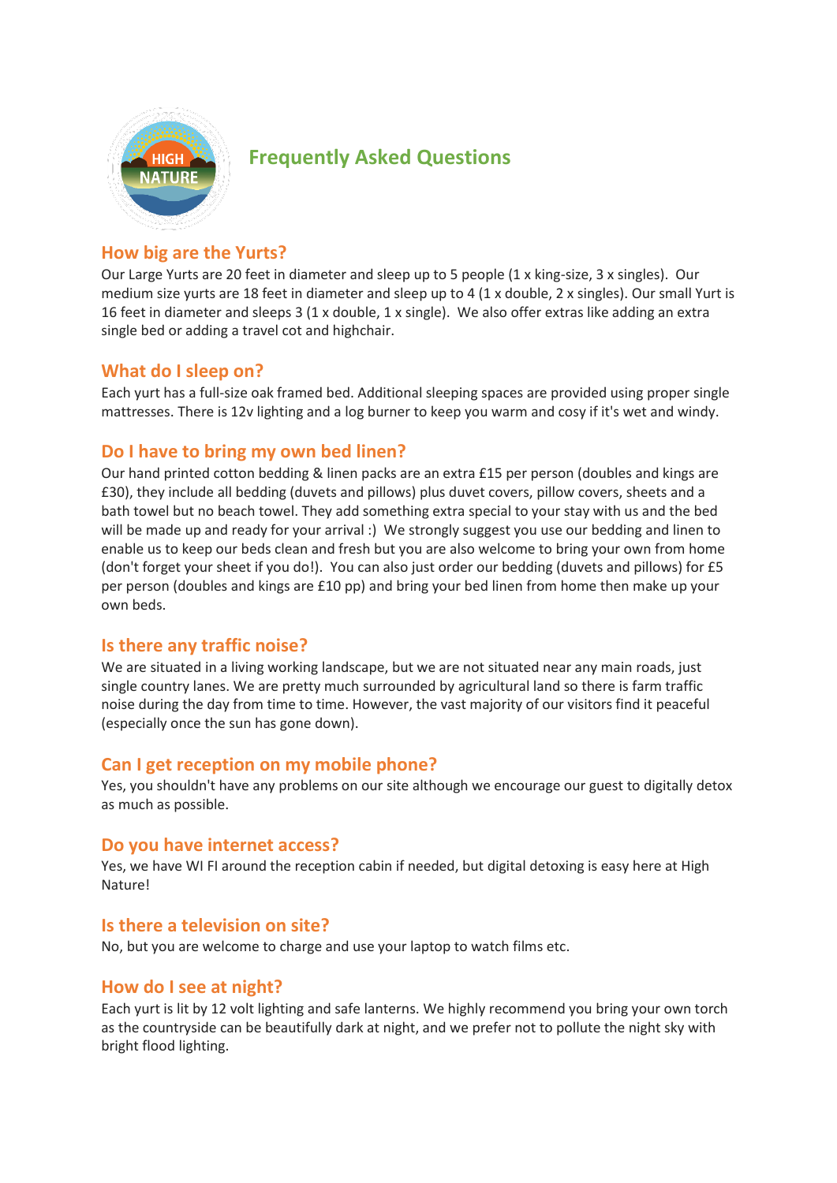# Frequently Asked Questions

## How big are the Yurts?

Our Large Yurts are 20 feet in diameter and sleep up to 5 people (1 x king-size, 3 x singles). Our medium size yurts are 18 feet in diameter and sleep up to 4 (1 x double, 2 x singles). Our small Yurt is 16 feet in diameter and sleeps 3 (1 x double, 1 x single). We also offer extras like adding an extra single bed or adding a travel cot and highchair.

## What do I sleep on?

Each yurt has a full-size oak framed bed. Additional sleeping spaces are provided using proper single mattresses. There is 12v lighting and a log burner to keep you warm and cosy if it's wet and windy.

## Do I have to bring my own bed linen?

Our hand printed cotton bedding & linen packs are an extra £15 per person (doubles and kings are £30), they include all bedding (duvets and pillows) plus duvet covers, pillow covers, sheets and a bath towel but no beach towel. They add something extra special to your stay with us and the bed will be made up and ready for your arrival :) We strongly suggest you use our bedding and linen to enable us to keep our beds clean and fresh but you are also welcome to bring your own from home (don't forget your sheet if you do!). You can also just order our bedding (duvets and pillows) for £5 per person (doubles and kings are £10 pp) and bring your bed linen from home then make up your own beds.

## Is there any traffic noise?

We are situated in a living working landscape, but we are not situated near any main roads, just single country lanes. We are pretty much surrounded by agricultural land so there is farm traffic noise during the day from time to time. However, the vast majority of our visitors find it peaceful (especially once the sun has gone down).

## Can I get reception on my mobile phone?

Yes, you shouldn't have any problems on our site although we encourage our guest to digitally detox as much as possible.

## Do you have internet access?

Yes, we have WI FI around the reception cabin if needed, but digital detoxing is easy here at High Nature!

## Is there a television on site?

No, but you are welcome to charge and use your laptop to watch films etc.

## How do I see at night?

Each yurt is lit by 12 volt lighting and safe lanterns. We highly recommend you bring your own torch as the countryside can be beautifully dark at night, and we prefer not to pollute the night sky with bright flood lighting.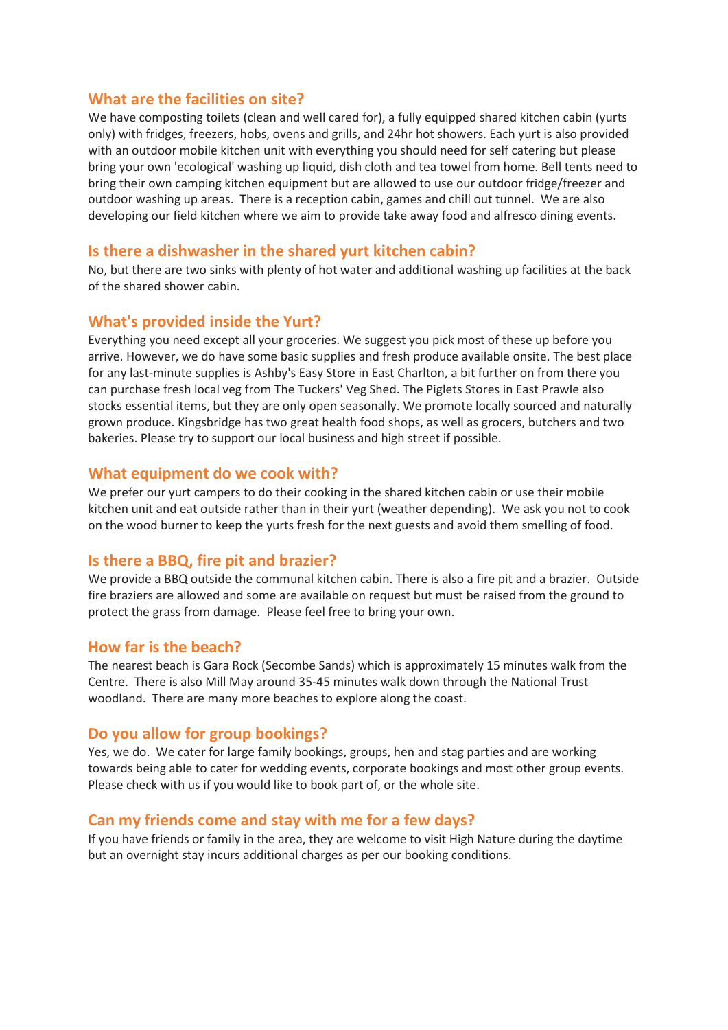## What are the facilities on site?

We have composting toilets (clean and well cared for), a fully equipped shared kitchen cabin (yurts only) with fridges, freezers, hobs, ovens and grills, and 24hr hot showers. Each yurt is also provided with an outdoor mobile kitchen unit with everything you should need for self catering but please bring your own 'ecological' washing up liquid, dish cloth and tea towel from home. Bell tents need to bring their own camping kitchen equipment but are allowed to use our outdoor fridge/freezer and outdoor washing up areas. There is a reception cabin, games and chill out tunnel. We are also developing our field kitchen where we aim to provide take away food and alfresco dining events.

## Is there a dishwasher in the shared yurt kitchen cabin?

No, but there are two sinks with plenty of hot water and additional washing up facilities at the back of the shared shower cabin.

## What's provided inside the Yurt?

Everything you need except all your groceries. We suggest you pick most of these up before you arrive. However, we do have some basic supplies and fresh produce available onsite. The best place for any last-minute supplies is Ashby's Easy Store in East Charlton, a bit further on from there you can purchase fresh local veg from The Tuckers' Veg Shed. The Piglets Stores in East Prawle also stocks essential items, but they are only open seasonally. We promote locally sourced and naturally grown produce. Kingsbridge has two great health food shops, as well as grocers, butchers and two bakeries. Please try to support our local business and high street if possible.

## What equipment do we cook with?

We prefer our yurt campers to do their cooking in the shared kitchen cabin or use their mobile kitchen unit and eat outside rather than in their yurt (weather depending). We ask you not to cook on the wood burner to keep the yurts fresh for the next guests and avoid them smelling of food.

## Is there a BBQ, fire pit and brazier?

We provide a BBQ outside the communal kitchen cabin. There is also a fire pit and a brazier. Outside fire braziers are allowed and some are available on request but must be raised from the ground to protect the grass from damage. Please feel free to bring your own.

## How far is the beach?

The nearest beach is Gara Rock (Secombe Sands) which is approximately 15 minutes walk from the Centre. There is also Mill May around 35-45 minutes walk down through the National Trust woodland. There are many more beaches to explore along the coast.

## Do you allow for group bookings?

Yes, we do. We cater for large family bookings, groups, hen and stag parties and are working towards being able to cater for wedding events, corporate bookings and most other group events. Please check with us if you would like to book part of, or the whole site.

## Can my friends come and stay with me for a few days?

If you have friends or family in the area, they are welcome to visit High Nature during the daytime but an overnight stay incurs additional charges as per our booking conditions.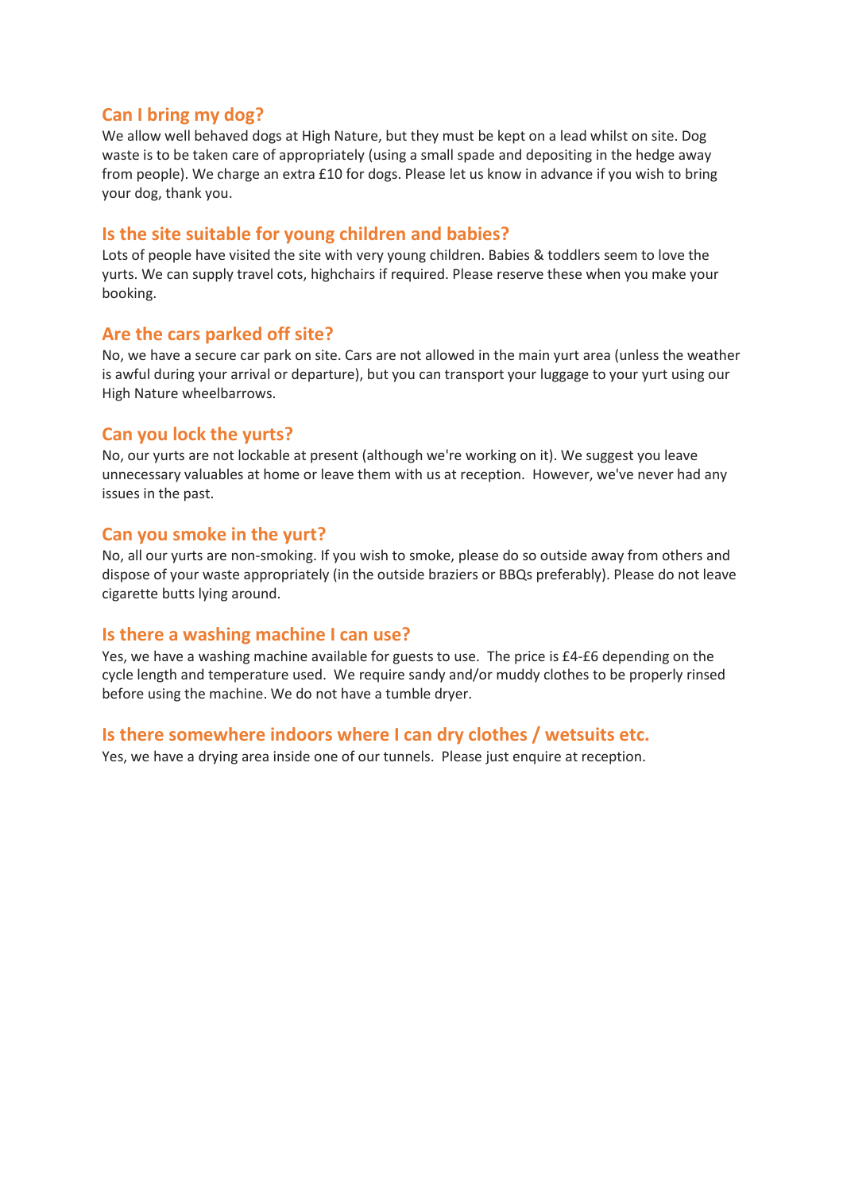## Can I bring my dog?

We allow well behaved dogs at High Nature, but they must be kept on a lead whilst on site. Dog waste is to be taken care of appropriately (using a small spade and depositing in the hedge away from people). We charge an extra £10 for dogs. Please let us know in advance if you wish to bring your dog, thank you.

## Is the site suitable for young children and babies?

Lots of people have visited the site with very young children. Babies & toddlers seem to love the yurts. We can supply travel cots, highchairs if required. Please reserve these when you make your booking.

## Are the cars parked off site?

No, we have a secure car park on site. Cars are not allowed in the main yurt area (unless the weather is awful during your arrival or departure), but you can transport your luggage to your yurt using our High Nature wheelbarrows.

## Can you lock the yurts?

No, our yurts are not lockable at present (although we're working on it). We suggest you leave unnecessary valuables at home or leave them with us at reception. However, we've never had any issues in the past.

## Can you smoke in the yurt?

No, all our yurts are non-smoking. If you wish to smoke, please do so outside away from others and dispose of your waste appropriately (in the outside braziers or BBQs preferably). Please do not leave cigarette butts lying around.

## Is there a washing machine I can use?

Yes, we have a washing machine available for guests to use. The price is £4-£6 depending on the cycle length and temperature used. We require sandy and/or muddy clothes to be properly rinsed before using the machine. We do not have a tumble dryer.

## Is there somewhere indoors where I can dry clothes / wetsuits etc.

Yes, we have a drying area inside one of our tunnels. Please just enquire at reception.